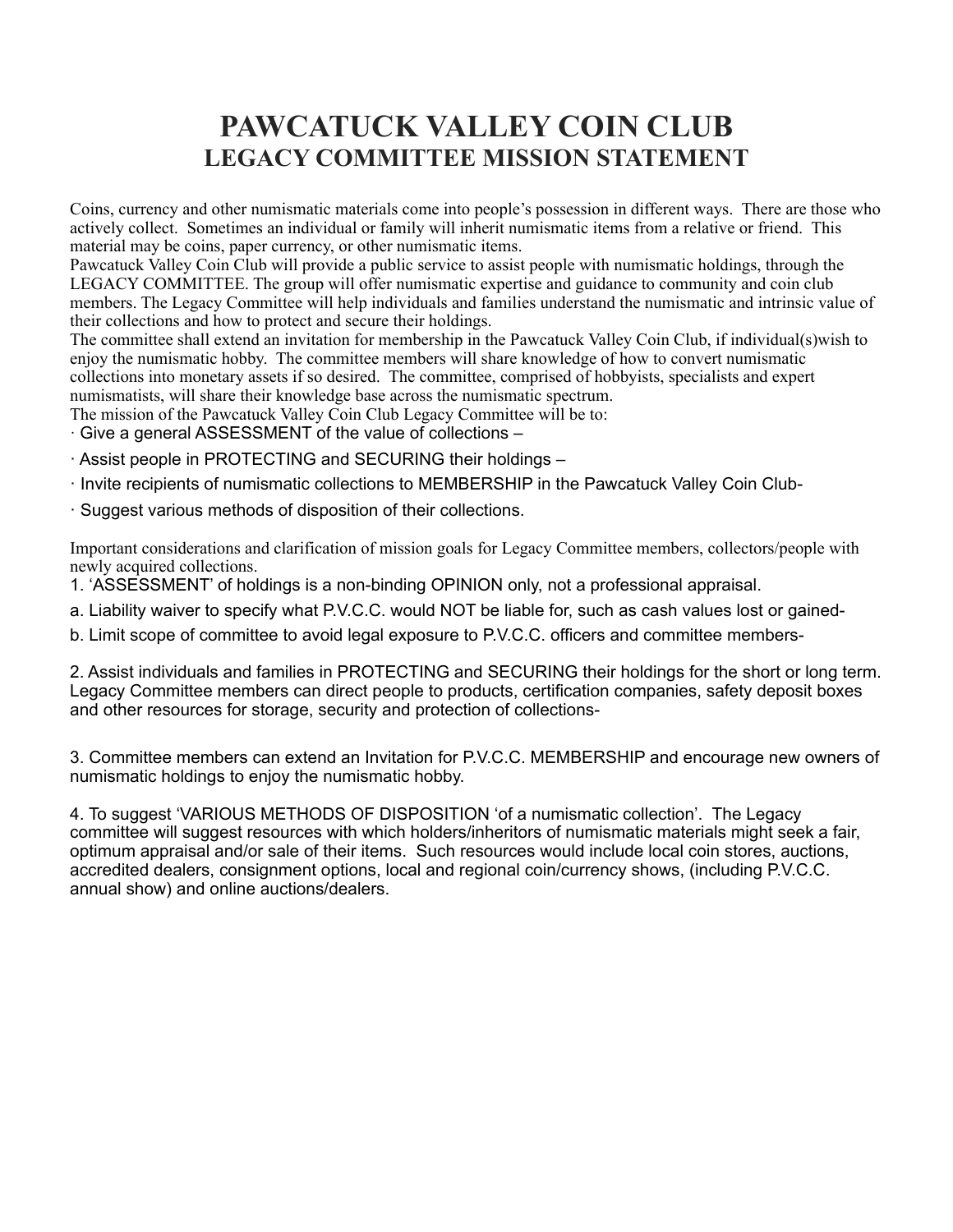# PAWCATUCK VALLEY COIN CLUB
## LEGACY COMMITTEE MISSION STATEMENT

Coins, currency and other numismatic materials come into people's possession in different ways. There are those who actively collect. Sometimes an individual or family will inherit numismatic items from a relative or friend. This material may be coins, paper currency, or other numismatic items.

Pawcatuck Valley Coin Club will provide a public service to assist people with numismatic holdings, through the LEGACY COMMITTEE. The group will offer numismatic expertise and guidance to community and coin club members. The Legacy Committee will help individuals and families understand the numismatic and intrinsic value of their collections and how to protect and secure their holdings.

The committee shall extend an invitation for membership in the Pawcatuck Valley Coin Club, if individual(s)wish to enjoy the numismatic hobby. The committee members will share knowledge of how to convert numismatic collections into monetary assets if so desired. The committee, comprised of hobbyists, specialists and expert numismatists, will share their knowledge base across the numismatic spectrum.

The mission of the Pawcatuck Valley Coin Club Legacy Committee will be to:

- Give a general ASSESSMENT of the value of collections –
- Assist people in PROTECTING and SECURING their holdings –
- Invite recipients of numismatic collections to MEMBERSHIP in the Pawcatuck Valley Coin Club-
- Suggest various methods of disposition of their collections.

Important considerations and clarification of mission goals for Legacy Committee members, collectors/people with newly acquired collections.

1. 'ASSESSMENT' of holdings is a non-binding OPINION only, not a professional appraisal.

a. Liability waiver to specify what P.V.C.C. would NOT be liable for, such as cash values lost or gained-

b. Limit scope of committee to avoid legal exposure to P.V.C.C. officers and committee members-

2. Assist individuals and families in PROTECTING and SECURING their holdings for the short or long term. Legacy Committee members can direct people to products, certification companies, safety deposit boxes and other resources for storage, security and protection of collections-

3. Committee members can extend an Invitation for P.V.C.C. MEMBERSHIP and encourage new owners of numismatic holdings to enjoy the numismatic hobby.

4. To suggest 'VARIOUS METHODS OF DISPOSITION 'of a numismatic collection'. The Legacy committee will suggest resources with which holders/inheritors of numismatic materials might seek a fair, optimum appraisal and/or sale of their items. Such resources would include local coin stores, auctions, accredited dealers, consignment options, local and regional coin/currency shows, (including P.V.C.C. annual show) and online auctions/dealers.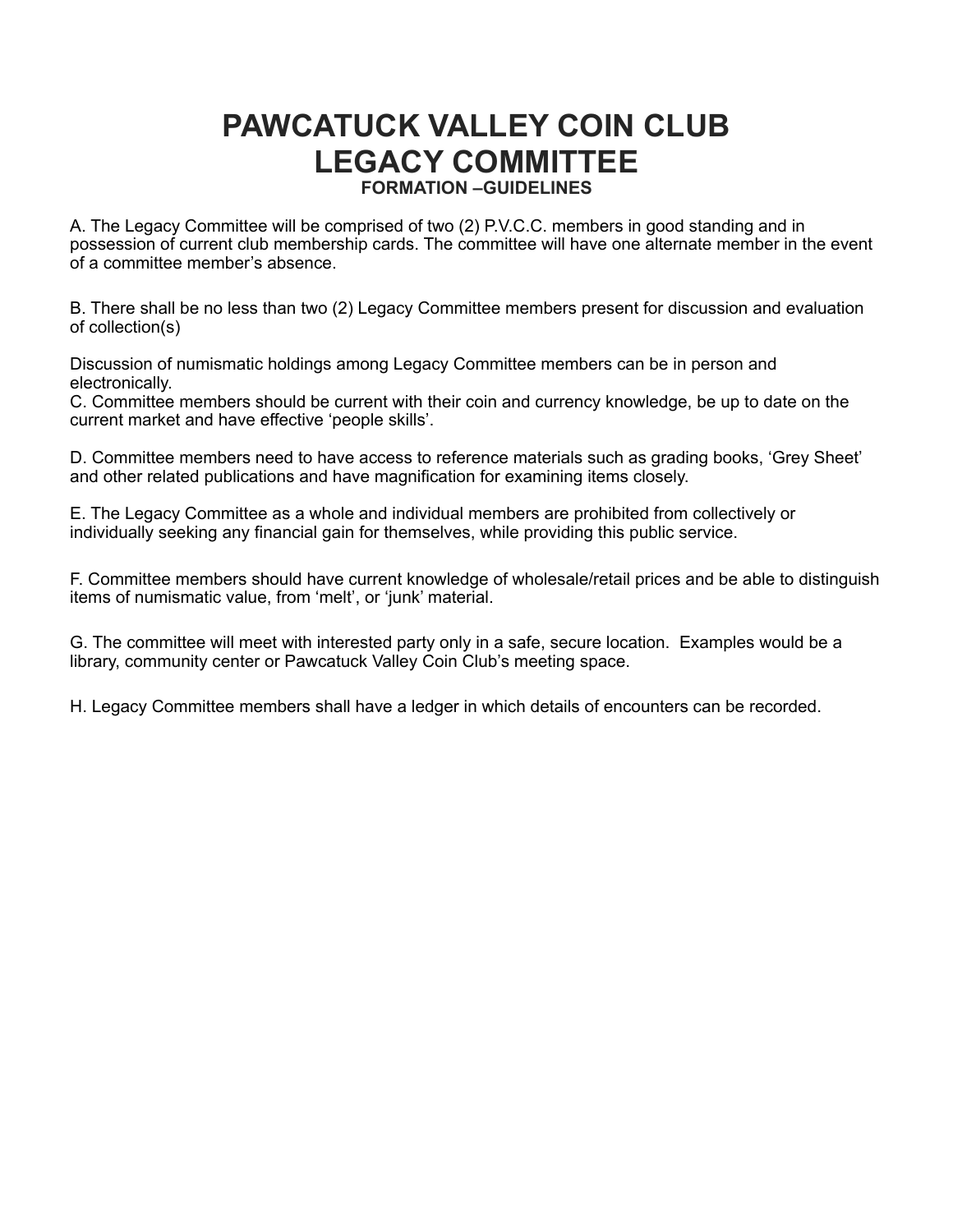# PAWCATUCK VALLEY COIN CLUB
# LEGACY COMMITTEE
### FORMATION –GUIDELINES

A. The Legacy Committee will be comprised of two (2) P.V.C.C. members in good standing and in possession of current club membership cards. The committee will have one alternate member in the event of a committee member's absence.

B. There shall be no less than two (2) Legacy Committee members present for discussion and evaluation of collection(s)

Discussion of numismatic holdings among Legacy Committee members can be in person and electronically.

C. Committee members should be current with their coin and currency knowledge, be up to date on the current market and have effective 'people skills'.

D. Committee members need to have access to reference materials such as grading books, 'Grey Sheet' and other related publications and have magnification for examining items closely.

E. The Legacy Committee as a whole and individual members are prohibited from collectively or individually seeking any financial gain for themselves, while providing this public service.

F. Committee members should have current knowledge of wholesale/retail prices and be able to distinguish items of numismatic value, from 'melt', or 'junk' material.

G. The committee will meet with interested party only in a safe, secure location. Examples would be a library, community center or Pawcatuck Valley Coin Club's meeting space.

H. Legacy Committee members shall have a ledger in which details of encounters can be recorded.